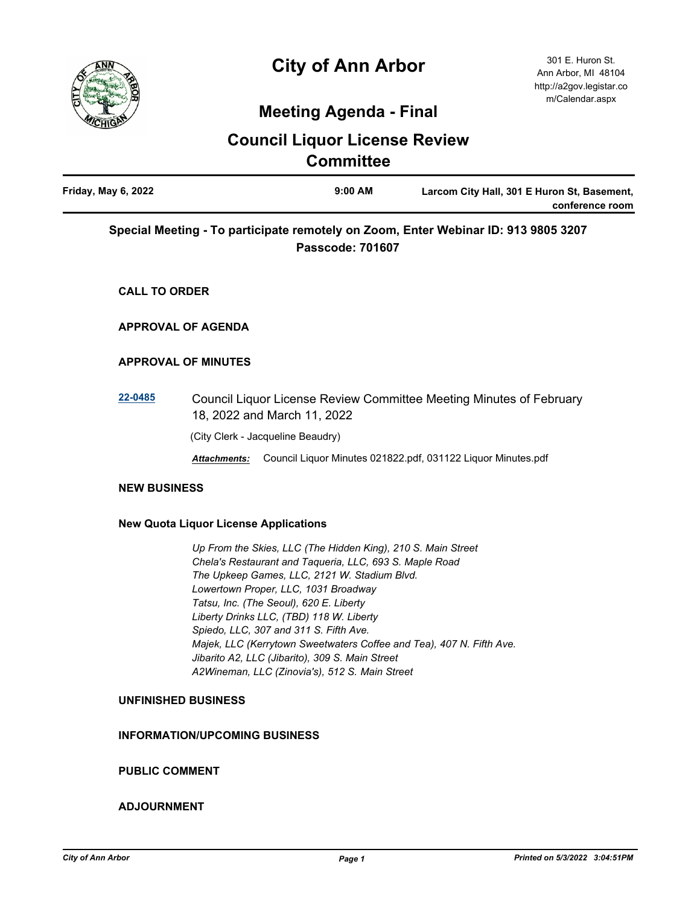# City of Ann Arbor

301 E. Huron St.
Ann Arbor, MI 48104
http://a2gov.legistar.com/Calendar.aspx

## Meeting Agenda - Final

## Council Liquor License Review Committee

| Friday, May 6, 2022 | 9:00 AM | Larcom City Hall, 301 E Huron St, Basement, conference room |
|---|---|---|

**Special Meeting - To participate remotely on Zoom, Enter Webinar ID: 913 9805 3207 Passcode: 701607**

### CALL TO ORDER

### APPROVAL OF AGENDA

### APPROVAL OF MINUTES

**22-0485** Council Liquor License Review Committee Meeting Minutes of February 18, 2022 and March 11, 2022

(City Clerk - Jacqueline Beaudry)

***Attachments:*** Council Liquor Minutes 021822.pdf, 031122 Liquor Minutes.pdf

### NEW BUSINESS

### New Quota Liquor License Applications

*Up From the Skies, LLC (The Hidden King), 210 S. Main Street*
*Chela's Restaurant and Taqueria, LLC, 693 S. Maple Road*
*The Upkeep Games, LLC, 2121 W. Stadium Blvd.*
*Lowertown Proper, LLC, 1031 Broadway*
*Tatsu, Inc. (The Seoul), 620 E. Liberty*
*Liberty Drinks LLC, (TBD) 118 W. Liberty*
*Spiedo, LLC, 307 and 311 S. Fifth Ave.*
*Majek, LLC (Kerrytown Sweetwaters Coffee and Tea), 407 N. Fifth Ave.*
*Jibarito A2, LLC (Jibarito), 309 S. Main Street*
*A2Wineman, LLC (Zinovia's), 512 S. Main Street*

### UNFINISHED BUSINESS

### INFORMATION/UPCOMING BUSINESS

### PUBLIC COMMENT

### ADJOURNMENT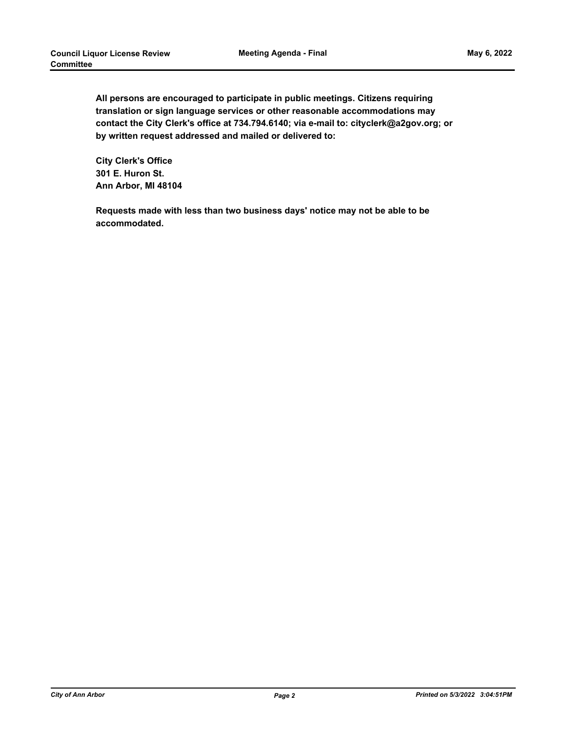**All persons are encouraged to participate in public meetings. Citizens requiring translation or sign language services or other reasonable accommodations may contact the City Clerk's office at 734.794.6140; via e-mail to: cityclerk@a2gov.org; or by written request addressed and mailed or delivered to:**

**City Clerk's Office**
**301 E. Huron St.**
**Ann Arbor, MI 48104**

**Requests made with less than two business days' notice may not be able to be accommodated.**